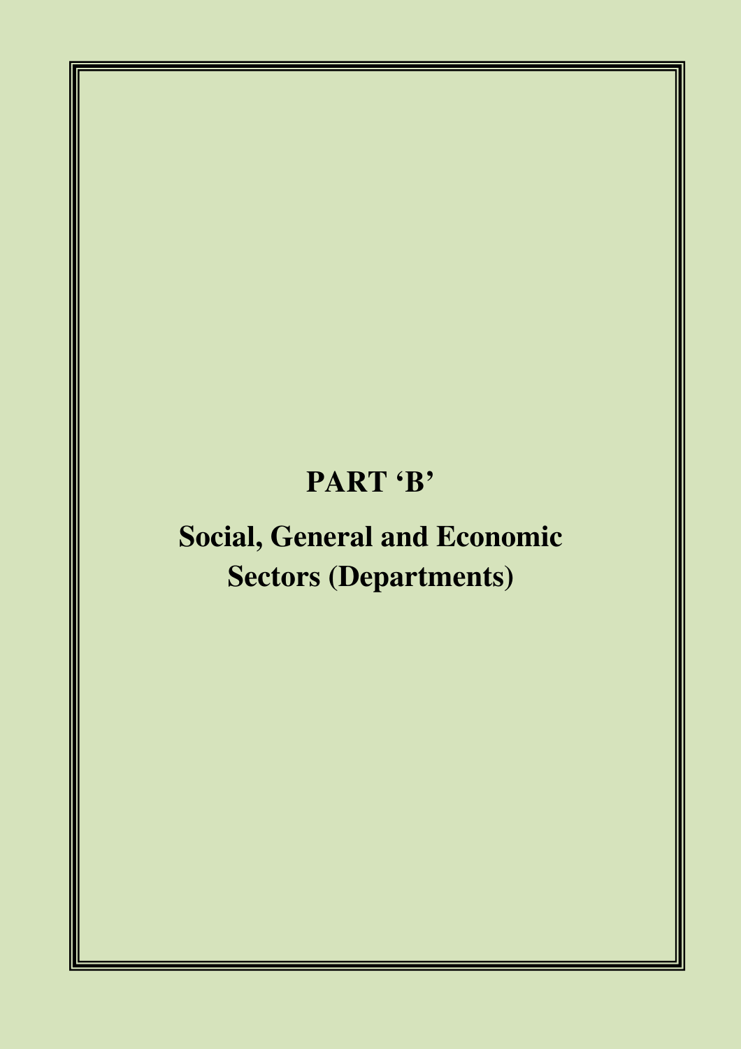# PART 'B'

## Social, General and Economic Sectors (Departments)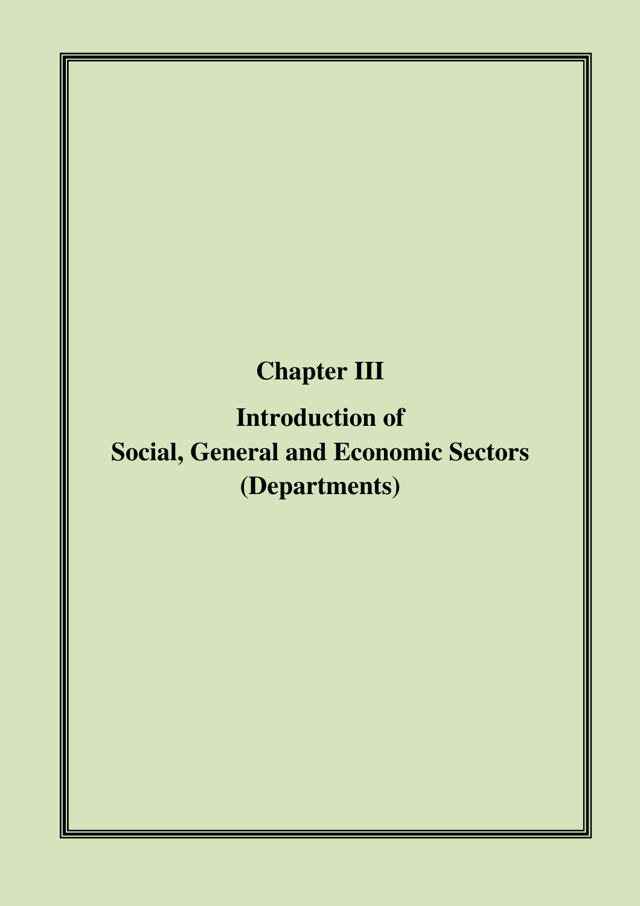# Chapter III

# Introduction of Social, General and Economic Sectors (Departments)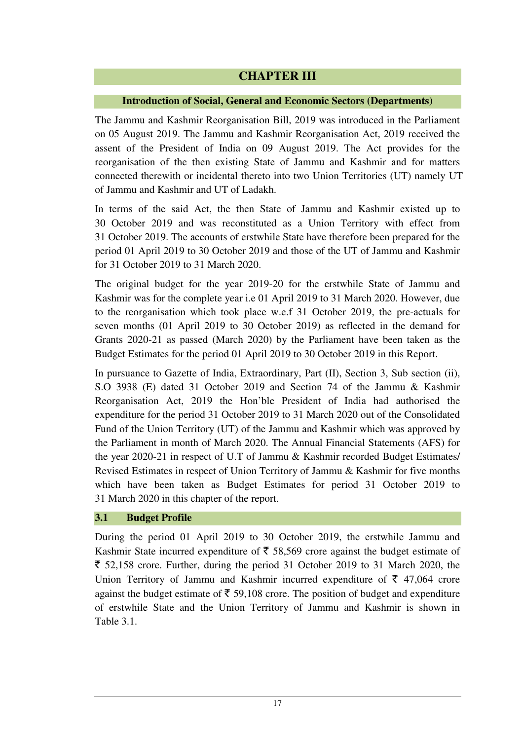# CHAPTER III

## Introduction of Social, General and Economic Sectors (Departments)

The Jammu and Kashmir Reorganisation Bill, 2019 was introduced in the Parliament on 05 August 2019. The Jammu and Kashmir Reorganisation Act, 2019 received the assent of the President of India on 09 August 2019. The Act provides for the reorganisation of the then existing State of Jammu and Kashmir and for matters connected therewith or incidental thereto into two Union Territories (UT) namely UT of Jammu and Kashmir and UT of Ladakh.

In terms of the said Act, the then State of Jammu and Kashmir existed up to 30 October 2019 and was reconstituted as a Union Territory with effect from 31 October 2019. The accounts of erstwhile State have therefore been prepared for the period 01 April 2019 to 30 October 2019 and those of the UT of Jammu and Kashmir for 31 October 2019 to 31 March 2020.

The original budget for the year 2019-20 for the erstwhile State of Jammu and Kashmir was for the complete year i.e 01 April 2019 to 31 March 2020. However, due to the reorganisation which took place w.e.f 31 October 2019, the pre-actuals for seven months (01 April 2019 to 30 October 2019) as reflected in the demand for Grants 2020-21 as passed (March 2020) by the Parliament have been taken as the Budget Estimates for the period 01 April 2019 to 30 October 2019 in this Report.

In pursuance to Gazette of India, Extraordinary, Part (II), Section 3, Sub section (ii), S.O 3938 (E) dated 31 October 2019 and Section 74 of the Jammu & Kashmir Reorganisation Act, 2019 the Hon'ble President of India had authorised the expenditure for the period 31 October 2019 to 31 March 2020 out of the Consolidated Fund of the Union Territory (UT) of the Jammu and Kashmir which was approved by the Parliament in month of March 2020. The Annual Financial Statements (AFS) for the year 2020-21 in respect of U.T of Jammu & Kashmir recorded Budget Estimates/ Revised Estimates in respect of Union Territory of Jammu & Kashmir for five months which have been taken as Budget Estimates for period 31 October 2019 to 31 March 2020 in this chapter of the report.

### 3.1 Budget Profile

During the period 01 April 2019 to 30 October 2019, the erstwhile Jammu and Kashmir State incurred expenditure of ₹ 58,569 crore against the budget estimate of ₹ 52,158 crore. Further, during the period 31 October 2019 to 31 March 2020, the Union Territory of Jammu and Kashmir incurred expenditure of ₹ 47,064 crore against the budget estimate of ₹ 59,108 crore. The position of budget and expenditure of erstwhile State and the Union Territory of Jammu and Kashmir is shown in Table 3.1.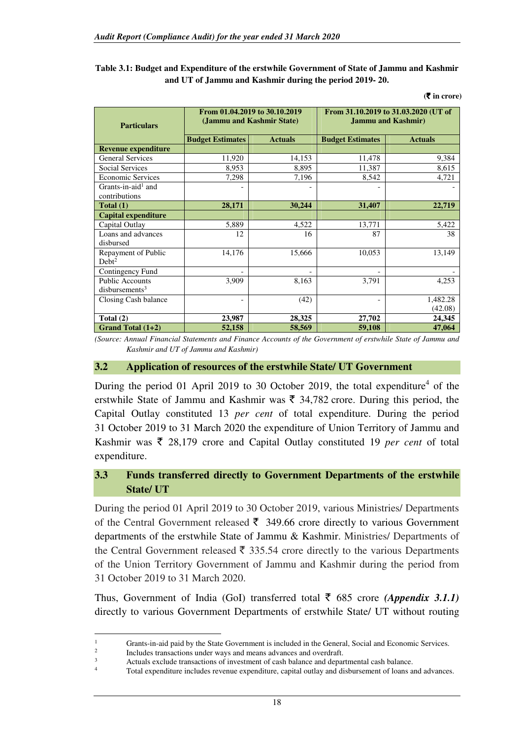**Table 3.1: Budget and Expenditure of the erstwhile Government of State of Jammu and Kashmir and UT of Jammu and Kashmir during the period 2019- 20.**

(₹ in crore)

| Particulars | From 01.04.2019 to 30.10.2019 (Jammu and Kashmir State) | | From 31.10.2019 to 31.03.2020 (UT of Jammu and Kashmir) | |
|---|---|---|---|---|
| | Budget Estimates | Actuals | Budget Estimates | Actuals |
| **Revenue expenditure** | | | | |
| General Services | 11,920 | 14,153 | 11,478 | 9,384 |
| Social Services | 8,953 | 8,895 | 11,387 | 8,615 |
| Economic Services | 7,298 | 7,196 | 8,542 | 4,721 |
| Grants-in-aid[1] and contributions | - | - | - | - |
| **Total (1)** | **28,171** | **30,244** | **31,407** | **22,719** |
| **Capital expenditure** | | | | |
| Capital Outlay | 5,889 | 4,522 | 13,771 | 5,422 |
| Loans and advances disbursed | 12 | 16 | 87 | 38 |
| Repayment of Public Debt[2] | 14,176 | 15,666 | 10,053 | 13,149 |
| Contingency Fund | - | - | - | - |
| Public Accounts disbursements[3] | 3,909 | 8,163 | 3,791 | 4,253 |
| Closing Cash balance | - | (42) | - | 1,482.28 (42.08) |
| **Total (2)** | **23,987** | **28,325** | **27,702** | **24,345** |
| **Grand Total (1+2)** | **52,158** | **58,569** | **59,108** | **47,064** |

*(Source: Annual Financial Statements and Finance Accounts of the Government of erstwhile State of Jammu and Kashmir and UT of Jammu and Kashmir)*

## 3.2 Application of resources of the erstwhile State/ UT Government

During the period 01 April 2019 to 30 October 2019, the total expenditure[4] of the erstwhile State of Jammu and Kashmir was ₹ 34,782 crore. During this period, the Capital Outlay constituted 13 *per cent* of total expenditure. During the period 31 October 2019 to 31 March 2020 the expenditure of Union Territory of Jammu and Kashmir was ₹ 28,179 crore and Capital Outlay constituted 19 *per cent* of total expenditure.

## 3.3 Funds transferred directly to Government Departments of the erstwhile State/ UT

During the period 01 April 2019 to 30 October 2019, various Ministries/ Departments of the Central Government released ₹ 349.66 crore directly to various Government departments of the erstwhile State of Jammu & Kashmir. Ministries/ Departments of the Central Government released ₹ 335.54 crore directly to the various Departments of the Union Territory Government of Jammu and Kashmir during the period from 31 October 2019 to 31 March 2020.

Thus, Government of India (GoI) transferred total ₹ 685 crore ***(Appendix 3.1.1)*** directly to various Government Departments of erstwhile State/ UT without routing

---

[1] Grants-in-aid paid by the State Government is included in the General, Social and Economic Services.

[2] Includes transactions under ways and means advances and overdraft.

[3] Actuals exclude transactions of investment of cash balance and departmental cash balance.

[4] Total expenditure includes revenue expenditure, capital outlay and disbursement of loans and advances.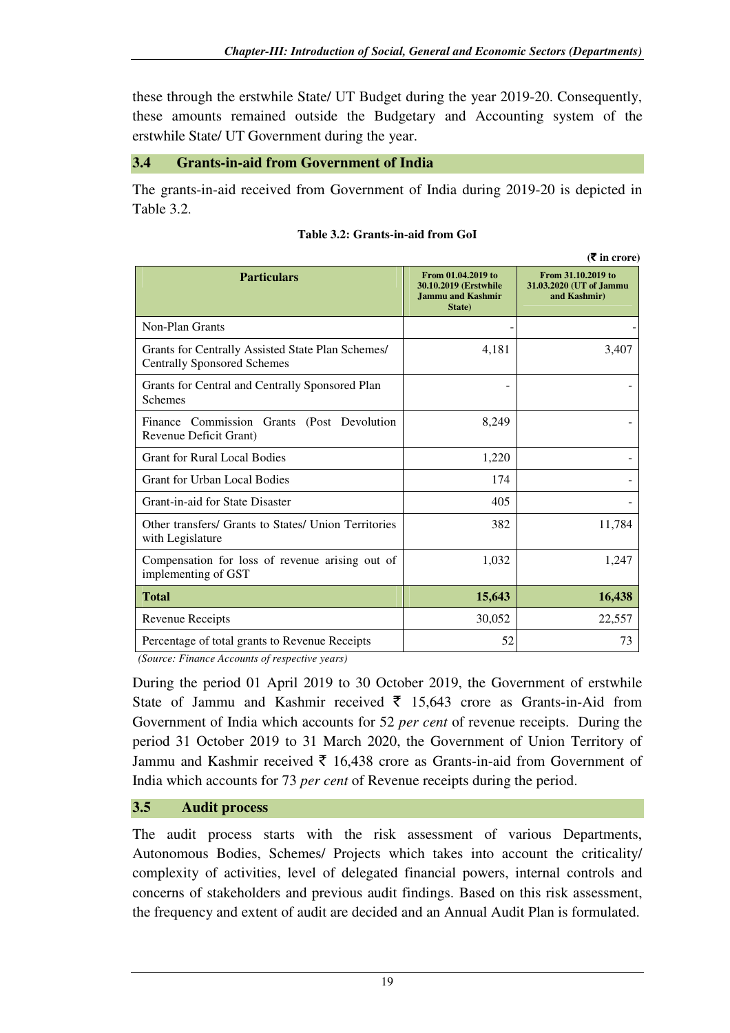these through the erstwhile State/ UT Budget during the year 2019-20. Consequently, these amounts remained outside the Budgetary and Accounting system of the erstwhile State/ UT Government during the year.

## 3.4 Grants-in-aid from Government of India

The grants-in-aid received from Government of India during 2019-20 is depicted in Table 3.2.

**Table 3.2: Grants-in-aid from GoI**

**(₹ in crore)**

| Particulars | From 01.04.2019 to 30.10.2019 (Erstwhile Jammu and Kashmir State) | From 31.10.2019 to 31.03.2020 (UT of Jammu and Kashmir) |
|---|---|---|
| Non-Plan Grants | - | - |
| Grants for Centrally Assisted State Plan Schemes/ Centrally Sponsored Schemes | 4,181 | 3,407 |
| Grants for Central and Centrally Sponsored Plan Schemes | - | - |
| Finance Commission Grants (Post Devolution Revenue Deficit Grant) | 8,249 | - |
| Grant for Rural Local Bodies | 1,220 | - |
| Grant for Urban Local Bodies | 174 | - |
| Grant-in-aid for State Disaster | 405 | - |
| Other transfers/ Grants to States/ Union Territories with Legislature | 382 | 11,784 |
| Compensation for loss of revenue arising out of implementing of GST | 1,032 | 1,247 |
| **Total** | **15,643** | **16,438** |
| Revenue Receipts | 30,052 | 22,557 |
| Percentage of total grants to Revenue Receipts | 52 | 73 |

*(Source: Finance Accounts of respective years)*

During the period 01 April 2019 to 30 October 2019, the Government of erstwhile State of Jammu and Kashmir received ₹ 15,643 crore as Grants-in-Aid from Government of India which accounts for 52 *per cent* of revenue receipts. During the period 31 October 2019 to 31 March 2020, the Government of Union Territory of Jammu and Kashmir received ₹ 16,438 crore as Grants-in-aid from Government of India which accounts for 73 *per cent* of Revenue receipts during the period.

## 3.5 Audit process

The audit process starts with the risk assessment of various Departments, Autonomous Bodies, Schemes/ Projects which takes into account the criticality/ complexity of activities, level of delegated financial powers, internal controls and concerns of stakeholders and previous audit findings. Based on this risk assessment, the frequency and extent of audit are decided and an Annual Audit Plan is formulated.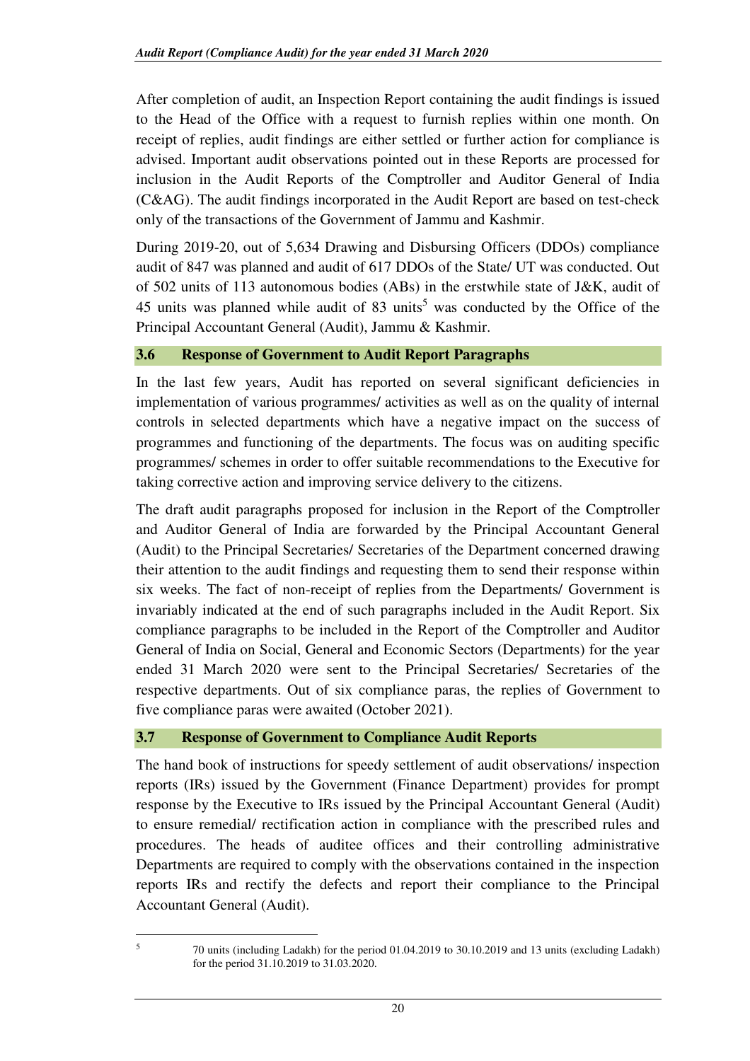After completion of audit, an Inspection Report containing the audit findings is issued to the Head of the Office with a request to furnish replies within one month. On receipt of replies, audit findings are either settled or further action for compliance is advised. Important audit observations pointed out in these Reports are processed for inclusion in the Audit Reports of the Comptroller and Auditor General of India (C&AG). The audit findings incorporated in the Audit Report are based on test-check only of the transactions of the Government of Jammu and Kashmir.

During 2019-20, out of 5,634 Drawing and Disbursing Officers (DDOs) compliance audit of 847 was planned and audit of 617 DDOs of the State/ UT was conducted. Out of 502 units of 113 autonomous bodies (ABs) in the erstwhile state of J&K, audit of 45 units was planned while audit of 83 units[5] was conducted by the Office of the Principal Accountant General (Audit), Jammu & Kashmir.

## 3.6 Response of Government to Audit Report Paragraphs

In the last few years, Audit has reported on several significant deficiencies in implementation of various programmes/ activities as well as on the quality of internal controls in selected departments which have a negative impact on the success of programmes and functioning of the departments. The focus was on auditing specific programmes/ schemes in order to offer suitable recommendations to the Executive for taking corrective action and improving service delivery to the citizens.

The draft audit paragraphs proposed for inclusion in the Report of the Comptroller and Auditor General of India are forwarded by the Principal Accountant General (Audit) to the Principal Secretaries/ Secretaries of the Department concerned drawing their attention to the audit findings and requesting them to send their response within six weeks. The fact of non-receipt of replies from the Departments/ Government is invariably indicated at the end of such paragraphs included in the Audit Report. Six compliance paragraphs to be included in the Report of the Comptroller and Auditor General of India on Social, General and Economic Sectors (Departments) for the year ended 31 March 2020 were sent to the Principal Secretaries/ Secretaries of the respective departments. Out of six compliance paras, the replies of Government to five compliance paras were awaited (October 2021).

## 3.7 Response of Government to Compliance Audit Reports

The hand book of instructions for speedy settlement of audit observations/ inspection reports (IRs) issued by the Government (Finance Department) provides for prompt response by the Executive to IRs issued by the Principal Accountant General (Audit) to ensure remedial/ rectification action in compliance with the prescribed rules and procedures. The heads of auditee offices and their controlling administrative Departments are required to comply with the observations contained in the inspection reports IRs and rectify the defects and report their compliance to the Principal Accountant General (Audit).

---

[5] 70 units (including Ladakh) for the period 01.04.2019 to 30.10.2019 and 13 units (excluding Ladakh) for the period 31.10.2019 to 31.03.2020.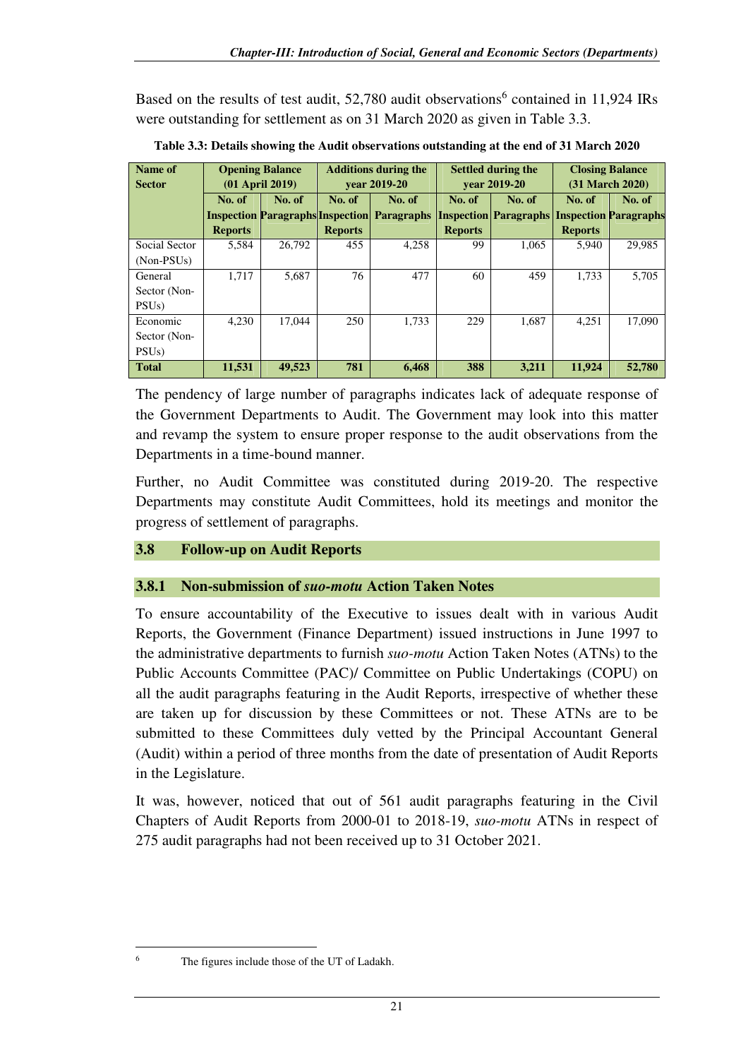Based on the results of test audit, 52,780 audit observations[6] contained in 11,924 IRs were outstanding for settlement as on 31 March 2020 as given in Table 3.3.

**Table 3.3: Details showing the Audit observations outstanding at the end of 31 March 2020**

| Name of Sector | Opening Balance (01 April 2019) | | Additions during the year 2019-20 | | Settled during the year 2019-20 | | Closing Balance (31 March 2020) | |
|---|---|---|---|---|---|---|---|---|
| | No. of Inspection Reports | No. of Paragraphs | No. of Inspection Reports | No. of Paragraphs | No. of Inspection Reports | No. of Paragraphs | No. of Inspection Reports | No. of Paragraphs |
| Social Sector (Non-PSUs) | 5,584 | 26,792 | 455 | 4,258 | 99 | 1,065 | 5,940 | 29,985 |
| General Sector (Non-PSUs) | 1,717 | 5,687 | 76 | 477 | 60 | 459 | 1,733 | 5,705 |
| Economic Sector (Non-PSUs) | 4,230 | 17,044 | 250 | 1,733 | 229 | 1,687 | 4,251 | 17,090 |
| **Total** | **11,531** | **49,523** | **781** | **6,468** | **388** | **3,211** | **11,924** | **52,780** |

The pendency of large number of paragraphs indicates lack of adequate response of the Government Departments to Audit. The Government may look into this matter and revamp the system to ensure proper response to the audit observations from the Departments in a time-bound manner.

Further, no Audit Committee was constituted during 2019-20. The respective Departments may constitute Audit Committees, hold its meetings and monitor the progress of settlement of paragraphs.

## 3.8 Follow-up on Audit Reports

### 3.8.1 Non-submission of *suo-motu* Action Taken Notes

To ensure accountability of the Executive to issues dealt with in various Audit Reports, the Government (Finance Department) issued instructions in June 1997 to the administrative departments to furnish *suo-motu* Action Taken Notes (ATNs) to the Public Accounts Committee (PAC)/ Committee on Public Undertakings (COPU) on all the audit paragraphs featuring in the Audit Reports, irrespective of whether these are taken up for discussion by these Committees or not. These ATNs are to be submitted to these Committees duly vetted by the Principal Accountant General (Audit) within a period of three months from the date of presentation of Audit Reports in the Legislature.

It was, however, noticed that out of 561 audit paragraphs featuring in the Civil Chapters of Audit Reports from 2000-01 to 2018-19, *suo-motu* ATNs in respect of 275 audit paragraphs had not been received up to 31 October 2021.

---

[6] The figures include those of the UT of Ladakh.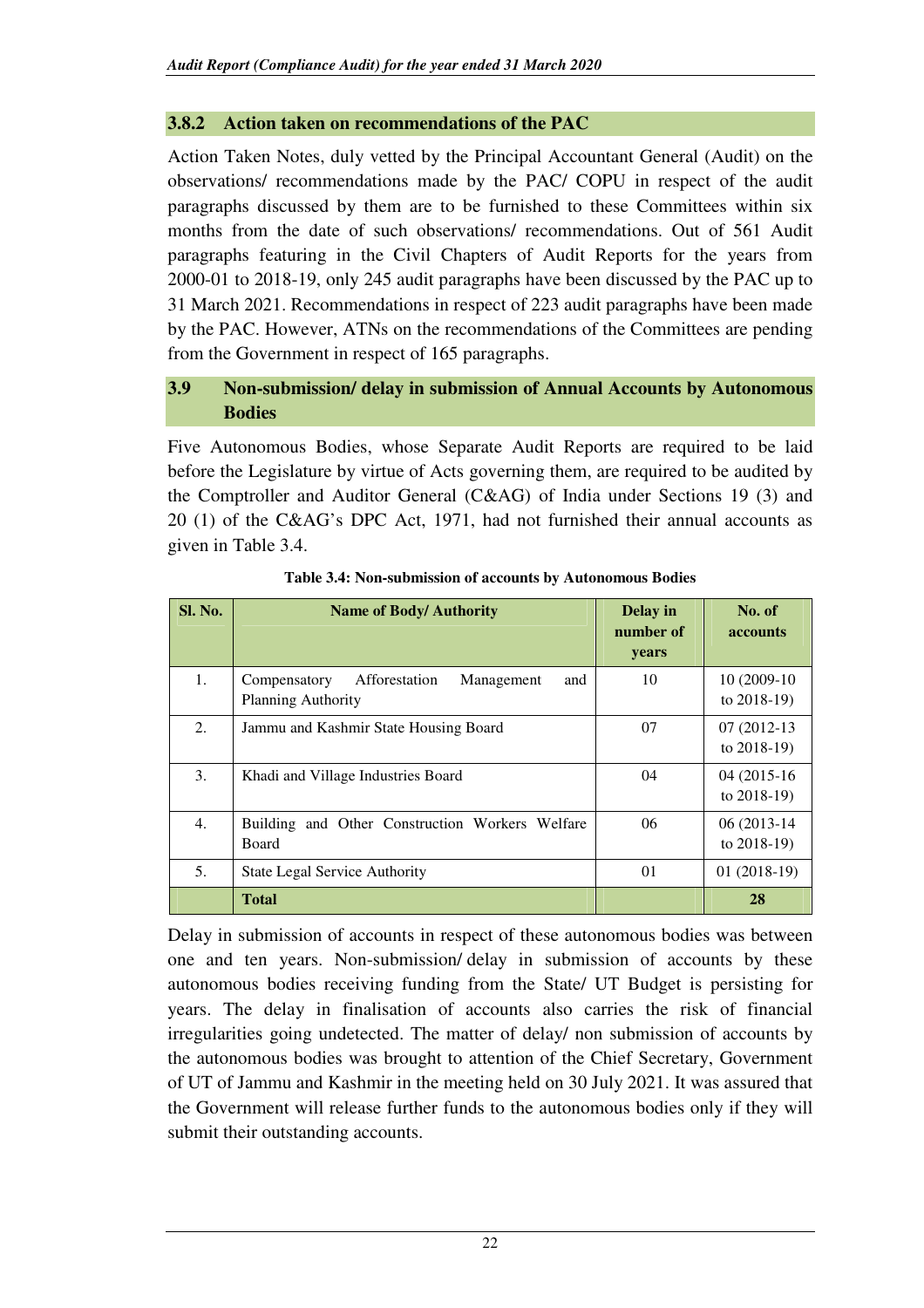### 3.8.2 Action taken on recommendations of the PAC

Action Taken Notes, duly vetted by the Principal Accountant General (Audit) on the observations/ recommendations made by the PAC/ COPU in respect of the audit paragraphs discussed by them are to be furnished to these Committees within six months from the date of such observations/ recommendations. Out of 561 Audit paragraphs featuring in the Civil Chapters of Audit Reports for the years from 2000-01 to 2018-19, only 245 audit paragraphs have been discussed by the PAC up to 31 March 2021. Recommendations in respect of 223 audit paragraphs have been made by the PAC. However, ATNs on the recommendations of the Committees are pending from the Government in respect of 165 paragraphs.

## 3.9 Non-submission/ delay in submission of Annual Accounts by Autonomous Bodies

Five Autonomous Bodies, whose Separate Audit Reports are required to be laid before the Legislature by virtue of Acts governing them, are required to be audited by the Comptroller and Auditor General (C&AG) of India under Sections 19 (3) and 20 (1) of the C&AG's DPC Act, 1971, had not furnished their annual accounts as given in Table 3.4.

**Table 3.4: Non-submission of accounts by Autonomous Bodies**

| Sl. No. | Name of Body/ Authority | Delay in number of years | No. of accounts |
|---|---|---|---|
| 1. | Compensatory Afforestation Management and Planning Authority | 10 | 10 (2009-10 to 2018-19) |
| 2. | Jammu and Kashmir State Housing Board | 07 | 07 (2012-13 to 2018-19) |
| 3. | Khadi and Village Industries Board | 04 | 04 (2015-16 to 2018-19) |
| 4. | Building and Other Construction Workers Welfare Board | 06 | 06 (2013-14 to 2018-19) |
| 5. | State Legal Service Authority | 01 | 01 (2018-19) |
| | **Total** | | **28** |

Delay in submission of accounts in respect of these autonomous bodies was between one and ten years. Non-submission/ delay in submission of accounts by these autonomous bodies receiving funding from the State/ UT Budget is persisting for years. The delay in finalisation of accounts also carries the risk of financial irregularities going undetected. The matter of delay/ non submission of accounts by the autonomous bodies was brought to attention of the Chief Secretary, Government of UT of Jammu and Kashmir in the meeting held on 30 July 2021. It was assured that the Government will release further funds to the autonomous bodies only if they will submit their outstanding accounts.